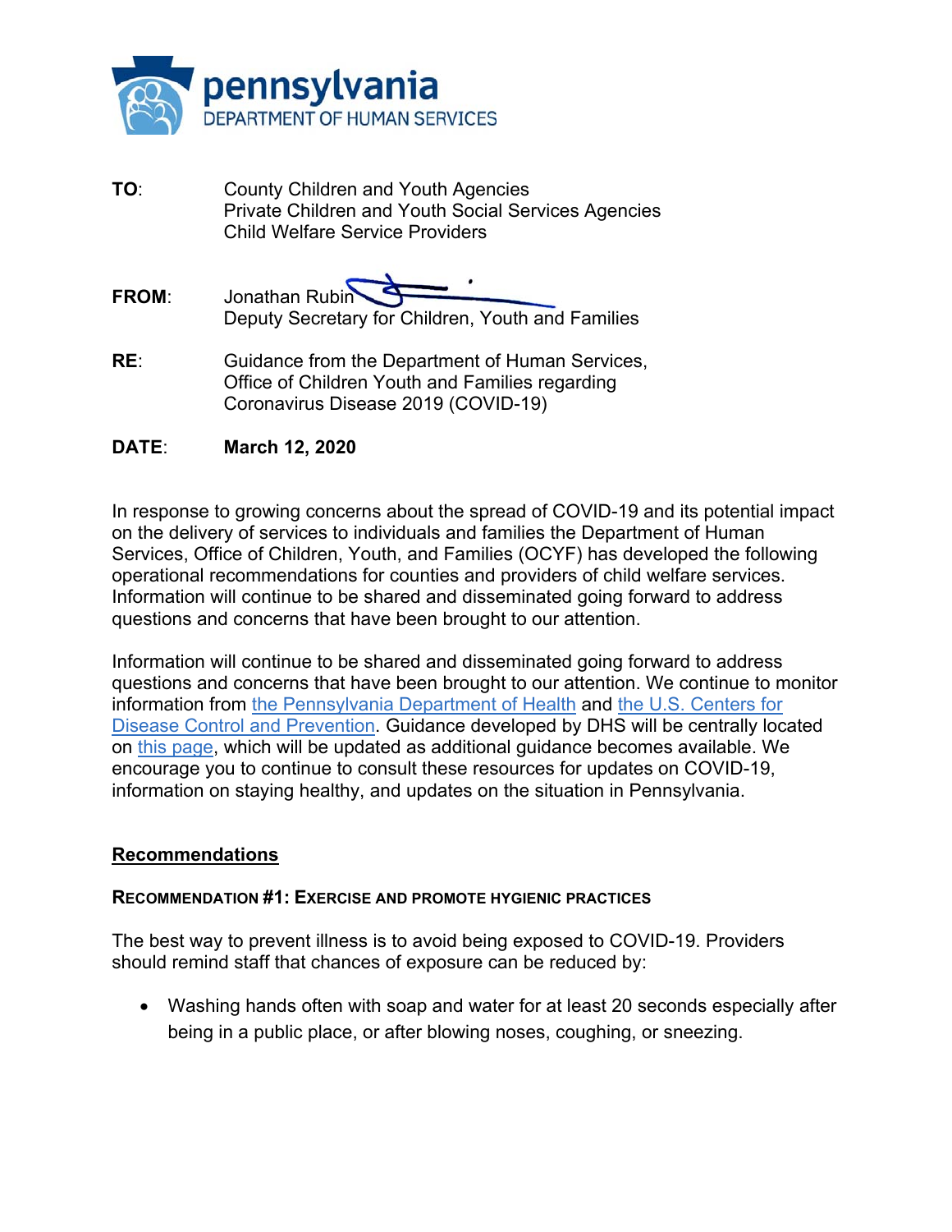pennsylvania
DEPARTMENT OF HUMAN SERVICES

**TO**: County Children and Youth Agencies
Private Children and Youth Social Services Agencies
Child Welfare Service Providers

**FROM**: Jonathan Rubin
Deputy Secretary for Children, Youth and Families

**RE**: Guidance from the Department of Human Services, Office of Children Youth and Families regarding Coronavirus Disease 2019 (COVID-19)

**DATE**: **March 12, 2020**

In response to growing concerns about the spread of COVID-19 and its potential impact on the delivery of services to individuals and families the Department of Human Services, Office of Children, Youth, and Families (OCYF) has developed the following operational recommendations for counties and providers of child welfare services. Information will continue to be shared and disseminated going forward to address questions and concerns that have been brought to our attention.

Information will continue to be shared and disseminated going forward to address questions and concerns that have been brought to our attention. We continue to monitor information from the Pennsylvania Department of Health and the U.S. Centers for Disease Control and Prevention. Guidance developed by DHS will be centrally located on this page, which will be updated as additional guidance becomes available. We encourage you to continue to consult these resources for updates on COVID-19, information on staying healthy, and updates on the situation in Pennsylvania.

## Recommendations

### RECOMMENDATION #1: EXERCISE AND PROMOTE HYGIENIC PRACTICES

The best way to prevent illness is to avoid being exposed to COVID-19. Providers should remind staff that chances of exposure can be reduced by:

- Washing hands often with soap and water for at least 20 seconds especially after being in a public place, or after blowing noses, coughing, or sneezing.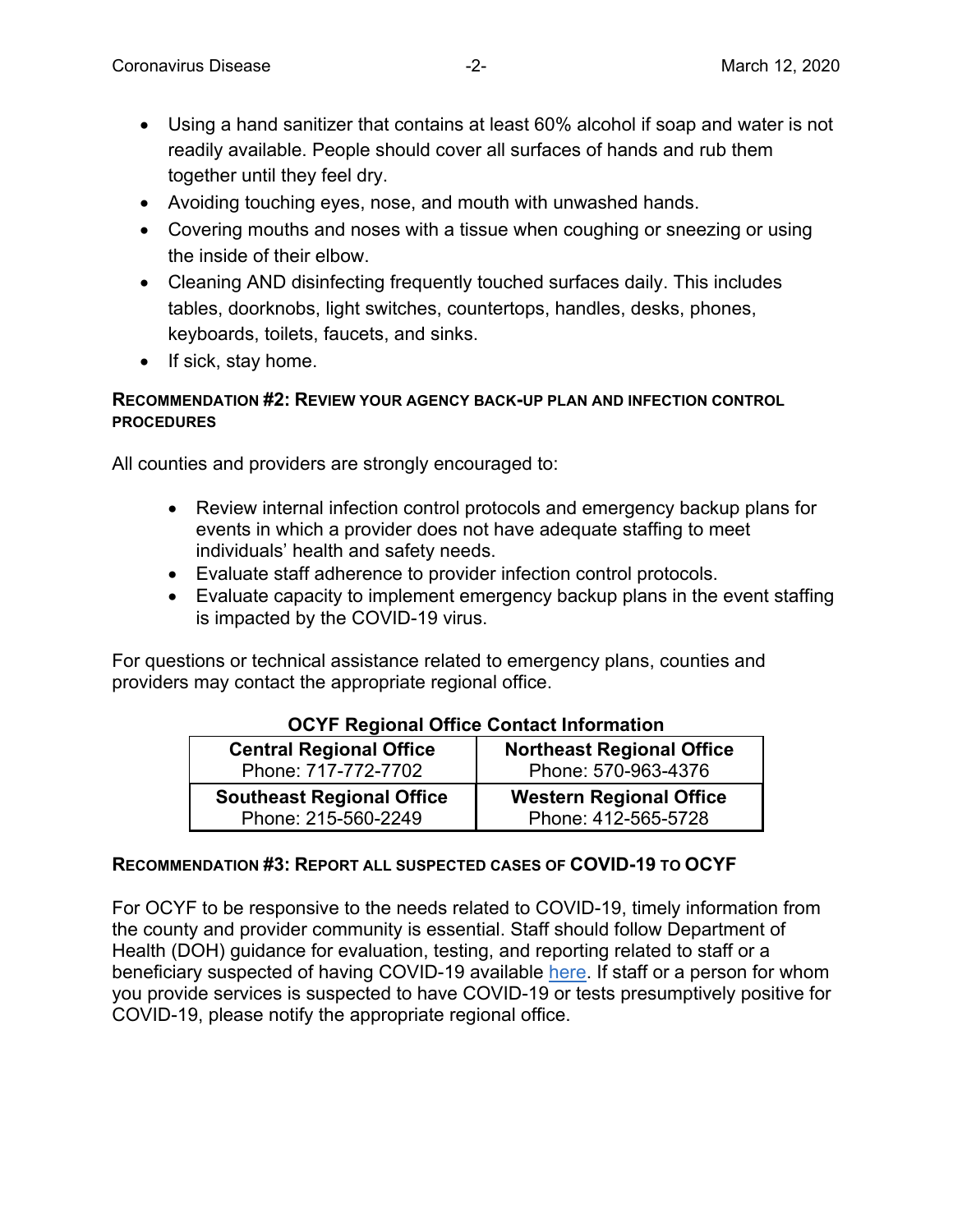- Using a hand sanitizer that contains at least 60% alcohol if soap and water is not readily available. People should cover all surfaces of hands and rub them together until they feel dry.
- Avoiding touching eyes, nose, and mouth with unwashed hands.
- Covering mouths and noses with a tissue when coughing or sneezing or using the inside of their elbow.
- Cleaning AND disinfecting frequently touched surfaces daily. This includes tables, doorknobs, light switches, countertops, handles, desks, phones, keyboards, toilets, faucets, and sinks.
- If sick, stay home.

### RECOMMENDATION #2: REVIEW YOUR AGENCY BACK-UP PLAN AND INFECTION CONTROL PROCEDURES

All counties and providers are strongly encouraged to:

- Review internal infection control protocols and emergency backup plans for events in which a provider does not have adequate staffing to meet individuals' health and safety needs.
- Evaluate staff adherence to provider infection control protocols.
- Evaluate capacity to implement emergency backup plans in the event staffing is impacted by the COVID-19 virus.

For questions or technical assistance related to emergency plans, counties and providers may contact the appropriate regional office.

**OCYF Regional Office Contact Information**

| | |
|---|---|
| **Central Regional Office**<br>Phone: 717-772-7702 | **Northeast Regional Office**<br>Phone: 570-963-4376 |
| **Southeast Regional Office**<br>Phone: 215-560-2249 | **Western Regional Office**<br>Phone: 412-565-5728 |

### RECOMMENDATION #3: REPORT ALL SUSPECTED CASES OF COVID-19 TO OCYF

For OCYF to be responsive to the needs related to COVID-19, timely information from the county and provider community is essential. Staff should follow Department of Health (DOH) guidance for evaluation, testing, and reporting related to staff or a beneficiary suspected of having COVID-19 available here. If staff or a person for whom you provide services is suspected to have COVID-19 or tests presumptively positive for COVID-19, please notify the appropriate regional office.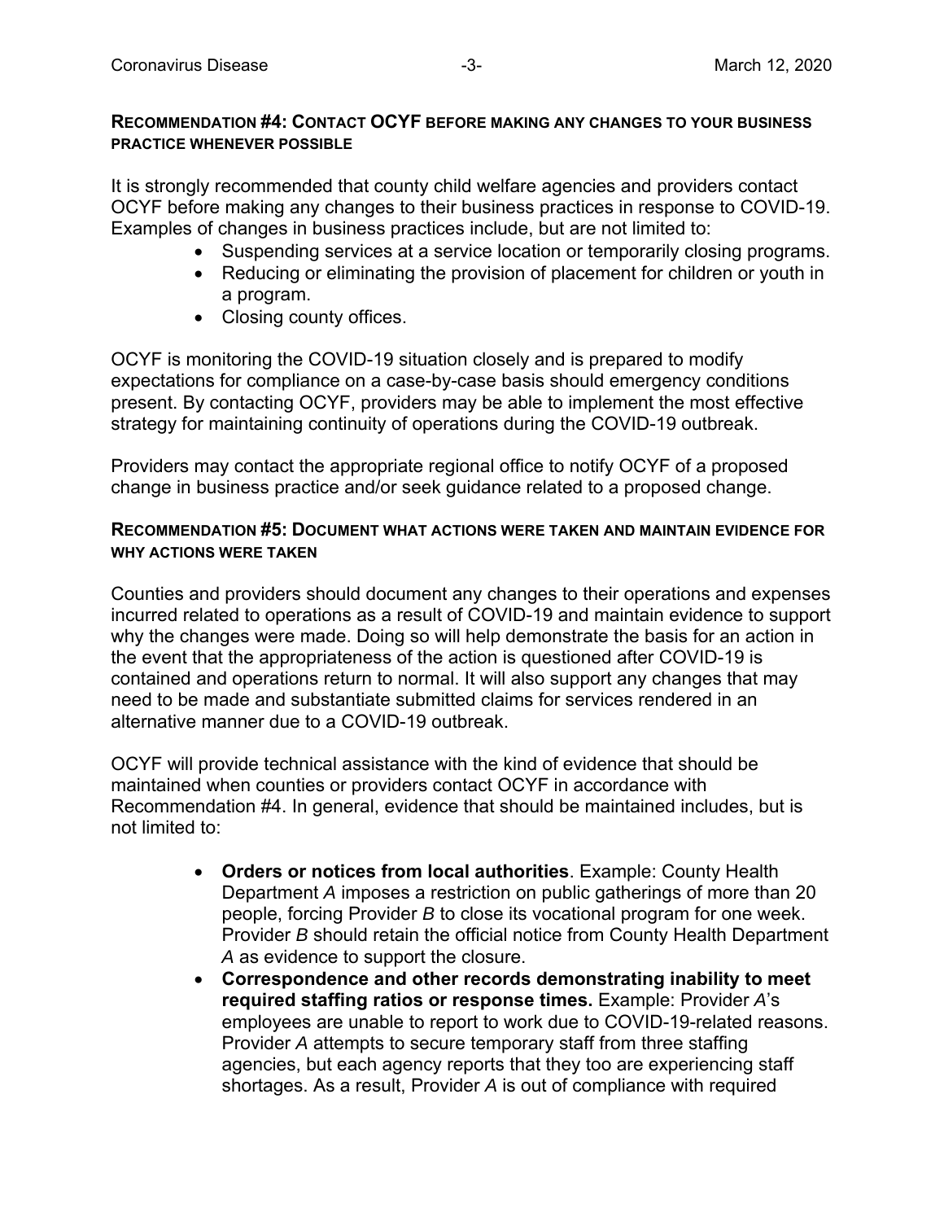### Recommendation #4: Contact OCYF before making any changes to your business practice whenever possible

It is strongly recommended that county child welfare agencies and providers contact OCYF before making any changes to their business practices in response to COVID-19. Examples of changes in business practices include, but are not limited to:

- Suspending services at a service location or temporarily closing programs.
- Reducing or eliminating the provision of placement for children or youth in a program.
- Closing county offices.

OCYF is monitoring the COVID-19 situation closely and is prepared to modify expectations for compliance on a case-by-case basis should emergency conditions present. By contacting OCYF, providers may be able to implement the most effective strategy for maintaining continuity of operations during the COVID-19 outbreak.

Providers may contact the appropriate regional office to notify OCYF of a proposed change in business practice and/or seek guidance related to a proposed change.

### Recommendation #5: Document what actions were taken and maintain evidence for why actions were taken

Counties and providers should document any changes to their operations and expenses incurred related to operations as a result of COVID-19 and maintain evidence to support why the changes were made. Doing so will help demonstrate the basis for an action in the event that the appropriateness of the action is questioned after COVID-19 is contained and operations return to normal. It will also support any changes that may need to be made and substantiate submitted claims for services rendered in an alternative manner due to a COVID-19 outbreak.

OCYF will provide technical assistance with the kind of evidence that should be maintained when counties or providers contact OCYF in accordance with Recommendation #4. In general, evidence that should be maintained includes, but is not limited to:

- **Orders or notices from local authorities**. Example: County Health Department *A* imposes a restriction on public gatherings of more than 20 people, forcing Provider *B* to close its vocational program for one week. Provider *B* should retain the official notice from County Health Department *A* as evidence to support the closure.
- **Correspondence and other records demonstrating inability to meet required staffing ratios or response times.** Example: Provider *A*'s employees are unable to report to work due to COVID-19-related reasons. Provider *A* attempts to secure temporary staff from three staffing agencies, but each agency reports that they too are experiencing staff shortages. As a result, Provider *A* is out of compliance with required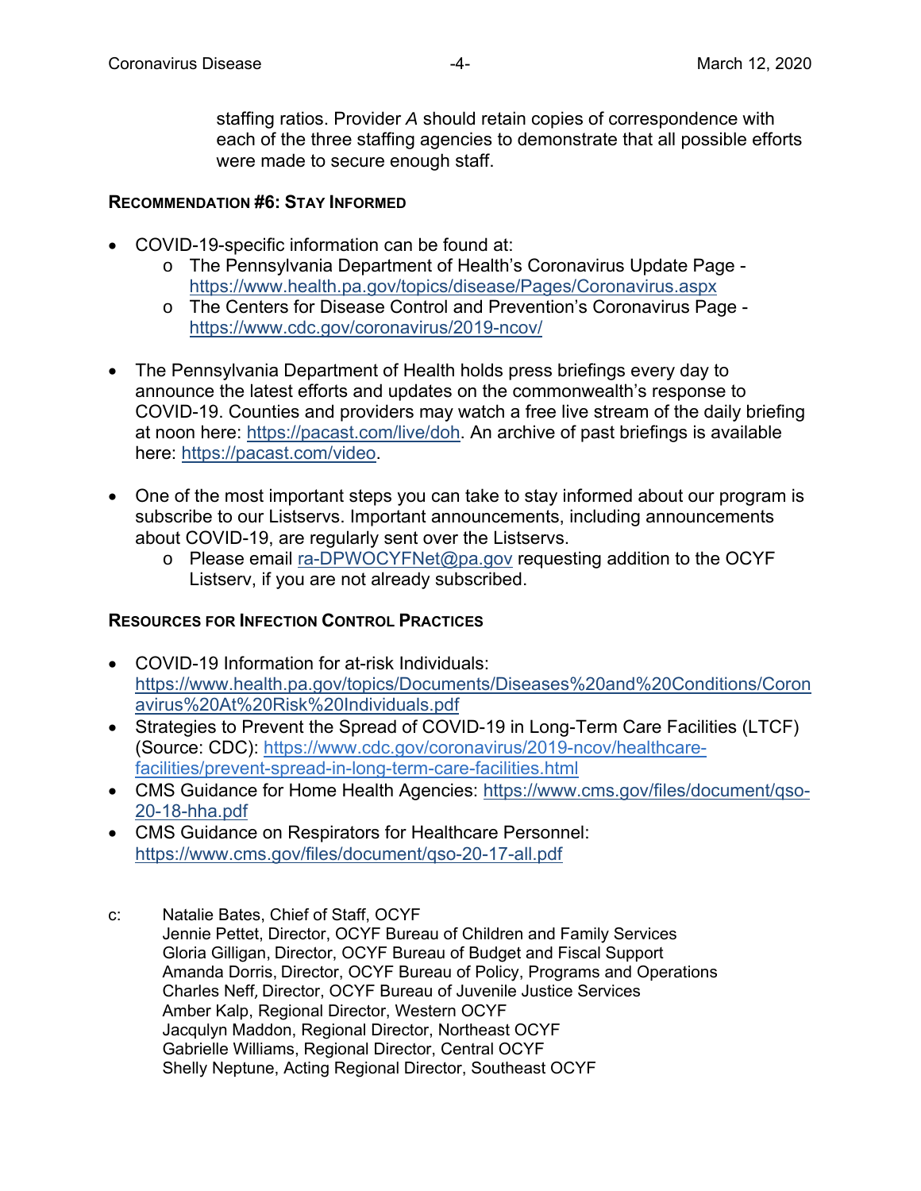staffing ratios. Provider *A* should retain copies of correspondence with each of the three staffing agencies to demonstrate that all possible efforts were made to secure enough staff.

**RECOMMENDATION #6: STAY INFORMED**

- COVID-19-specific information can be found at:
    - The Pennsylvania Department of Health's Coronavirus Update Page - https://www.health.pa.gov/topics/disease/Pages/Coronavirus.aspx
    - The Centers for Disease Control and Prevention's Coronavirus Page - https://www.cdc.gov/coronavirus/2019-ncov/

- The Pennsylvania Department of Health holds press briefings every day to announce the latest efforts and updates on the commonwealth's response to COVID-19. Counties and providers may watch a free live stream of the daily briefing at noon here: https://pacast.com/live/doh. An archive of past briefings is available here: https://pacast.com/video.

- One of the most important steps you can take to stay informed about our program is subscribe to our Listservs. Important announcements, including announcements about COVID-19, are regularly sent over the Listservs.
    - Please email ra-DPWOCYFNet@pa.gov requesting addition to the OCYF Listserv, if you are not already subscribed.

**RESOURCES FOR INFECTION CONTROL PRACTICES**

- COVID-19 Information for at-risk Individuals: https://www.health.pa.gov/topics/Documents/Diseases%20and%20Conditions/Coronavirus%20At%20Risk%20Individuals.pdf
- Strategies to Prevent the Spread of COVID-19 in Long-Term Care Facilities (LTCF) (Source: CDC): https://www.cdc.gov/coronavirus/2019-ncov/healthcare-facilities/prevent-spread-in-long-term-care-facilities.html
- CMS Guidance for Home Health Agencies: https://www.cms.gov/files/document/qso-20-18-hha.pdf
- CMS Guidance on Respirators for Healthcare Personnel: https://www.cms.gov/files/document/qso-20-17-all.pdf

c: Natalie Bates, Chief of Staff, OCYF
Jennie Pettet, Director, OCYF Bureau of Children and Family Services
Gloria Gilligan, Director, OCYF Bureau of Budget and Fiscal Support
Amanda Dorris, Director, OCYF Bureau of Policy, Programs and Operations
Charles Neff, Director, OCYF Bureau of Juvenile Justice Services
Amber Kalp, Regional Director, Western OCYF
Jacqulyn Maddon, Regional Director, Northeast OCYF
Gabrielle Williams, Regional Director, Central OCYF
Shelly Neptune, Acting Regional Director, Southeast OCYF